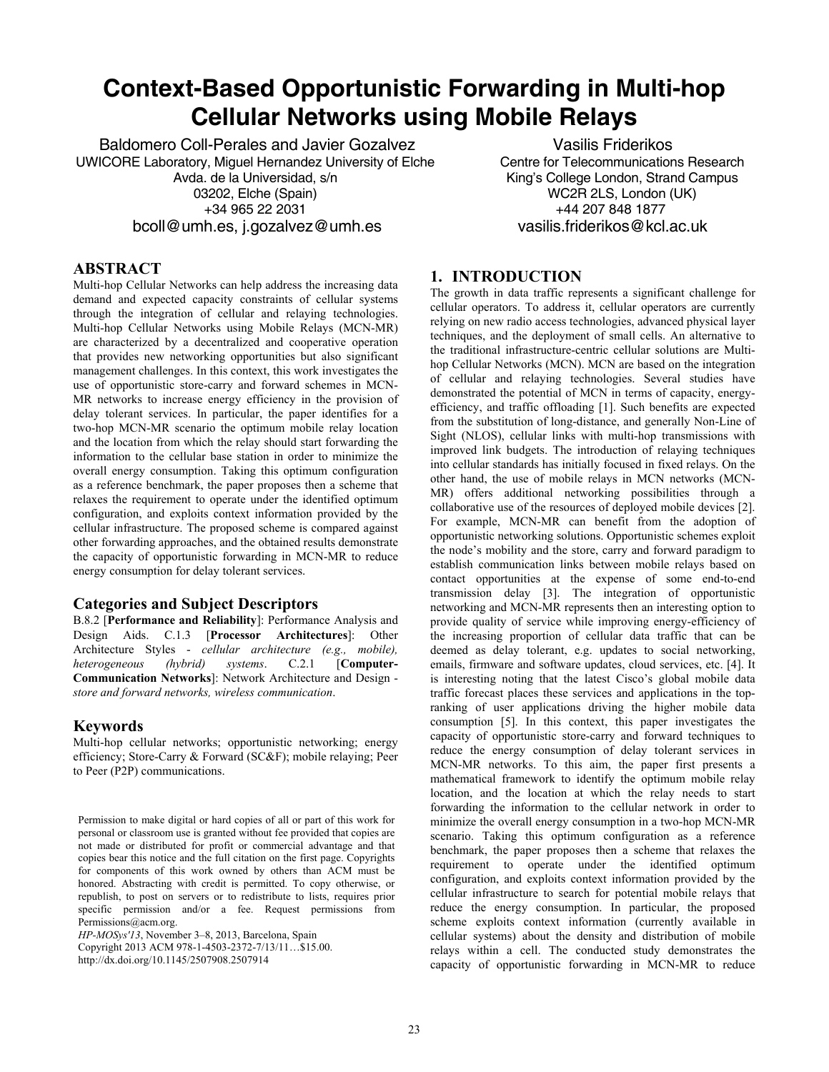# Context-Based Opportunistic Forwarding in Multi-hop Cellular Networks using Mobile Relays

Baldomero Coll-Perales and Javier Gozalvez
UWICORE Laboratory, Miguel Hernandez University of Elche
Avda. de la Universidad, s/n
03202, Elche (Spain)
+34 965 22 2031
bcoll@umh.es, j.gozalvez@umh.es

Vasilis Friderikos
Centre for Telecommunications Research
King's College London, Strand Campus
WC2R 2LS, London (UK)
+44 207 848 1877
vasilis.friderikos@kcl.ac.uk

## ABSTRACT

Multi-hop Cellular Networks can help address the increasing data demand and expected capacity constraints of cellular systems through the integration of cellular and relaying technologies. Multi-hop Cellular Networks using Mobile Relays (MCN-MR) are characterized by a decentralized and cooperative operation that provides new networking opportunities but also significant management challenges. In this context, this work investigates the use of opportunistic store-carry and forward schemes in MCN-MR networks to increase energy efficiency in the provision of delay tolerant services. In particular, the paper identifies for a two-hop MCN-MR scenario the optimum mobile relay location and the location from which the relay should start forwarding the information to the cellular base station in order to minimize the overall energy consumption. Taking this optimum configuration as a reference benchmark, the paper proposes then a scheme that relaxes the requirement to operate under the identified optimum configuration, and exploits context information provided by the cellular infrastructure. The proposed scheme is compared against other forwarding approaches, and the obtained results demonstrate the capacity of opportunistic forwarding in MCN-MR to reduce energy consumption for delay tolerant services.

## Categories and Subject Descriptors

B.8.2 [**Performance and Reliability**]: Performance Analysis and Design Aids. C.1.3 [**Processor Architectures**]: Other Architecture Styles - *cellular architecture (e.g., mobile), heterogeneous (hybrid) systems*. C.2.1 [**Computer-Communication Networks**]: Network Architecture and Design - *store and forward networks, wireless communication*.

## Keywords

Multi-hop cellular networks; opportunistic networking; energy efficiency; Store-Carry & Forward (SC&F); mobile relaying; Peer to Peer (P2P) communications.

Permission to make digital or hard copies of all or part of this work for personal or classroom use is granted without fee provided that copies are not made or distributed for profit or commercial advantage and that copies bear this notice and the full citation on the first page. Copyrights for components of this work owned by others than ACM must be honored. Abstracting with credit is permitted. To copy otherwise, or republish, to post on servers or to redistribute to lists, requires prior specific permission and/or a fee. Request permissions from Permissions@acm.org.
*HP-MOSys'13*, November 3–8, 2013, Barcelona, Spain
Copyright 2013 ACM 978-1-4503-2372-7/13/11…$15.00.
http://dx.doi.org/10.1145/2507908.2507914

## 1. INTRODUCTION

The growth in data traffic represents a significant challenge for cellular operators. To address it, cellular operators are currently relying on new radio access technologies, advanced physical layer techniques, and the deployment of small cells. An alternative to the traditional infrastructure-centric cellular solutions are Multi-hop Cellular Networks (MCN). MCN are based on the integration of cellular and relaying technologies. Several studies have demonstrated the potential of MCN in terms of capacity, energy-efficiency, and traffic offloading [1]. Such benefits are expected from the substitution of long-distance, and generally Non-Line of Sight (NLOS), cellular links with multi-hop transmissions with improved link budgets. The introduction of relaying techniques into cellular standards has initially focused in fixed relays. On the other hand, the use of mobile relays in MCN networks (MCN-MR) offers additional networking possibilities through a collaborative use of the resources of deployed mobile devices [2]. For example, MCN-MR can benefit from the adoption of opportunistic networking solutions. Opportunistic schemes exploit the node's mobility and the store, carry and forward paradigm to establish communication links between mobile relays based on contact opportunities at the expense of some end-to-end transmission delay [3]. The integration of opportunistic networking and MCN-MR represents then an interesting option to provide quality of service while improving energy-efficiency of the increasing proportion of cellular data traffic that can be deemed as delay tolerant, e.g. updates to social networking, emails, firmware and software updates, cloud services, etc. [4]. It is interesting noting that the latest Cisco's global mobile data traffic forecast places these services and applications in the top-ranking of user applications driving the higher mobile data consumption [5]. In this context, this paper investigates the capacity of opportunistic store-carry and forward techniques to reduce the energy consumption of delay tolerant services in MCN-MR networks. To this aim, the paper first presents a mathematical framework to identify the optimum mobile relay location, and the location at which the relay needs to start forwarding the information to the cellular network in order to minimize the overall energy consumption in a two-hop MCN-MR scenario. Taking this optimum configuration as a reference benchmark, the paper proposes then a scheme that relaxes the requirement to operate under the identified optimum configuration, and exploits context information provided by the cellular infrastructure to search for potential mobile relays that reduce the energy consumption. In particular, the proposed scheme exploits context information (currently available in cellular systems) about the density and distribution of mobile relays within a cell. The conducted study demonstrates the capacity of opportunistic forwarding in MCN-MR to reduce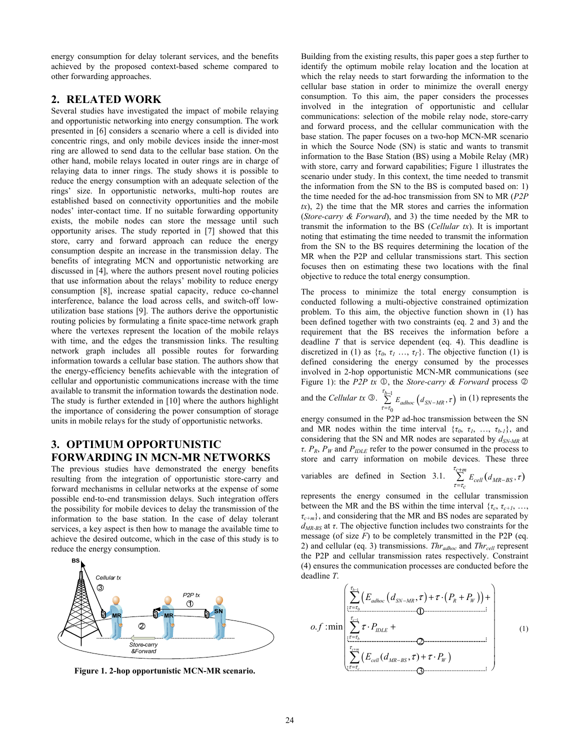energy consumption for delay tolerant services, and the benefits achieved by the proposed context-based scheme compared to other forwarding approaches.

## 2. RELATED WORK

Several studies have investigated the impact of mobile relaying and opportunistic networking into energy consumption. The work presented in [6] considers a scenario where a cell is divided into concentric rings, and only mobile devices inside the inner-most ring are allowed to send data to the cellular base station. On the other hand, mobile relays located in outer rings are in charge of relaying data to inner rings. The study shows it is possible to reduce the energy consumption with an adequate selection of the rings' size. In opportunistic networks, multi-hop routes are established based on connectivity opportunities and the mobile nodes' inter-contact time. If no suitable forwarding opportunity exists, the mobile nodes can store the message until such opportunity arises. The study reported in [7] showed that this store, carry and forward approach can reduce the energy consumption despite an increase in the transmission delay. The benefits of integrating MCN and opportunistic networking are discussed in [4], where the authors present novel routing policies that use information about the relays' mobility to reduce energy consumption [8], increase spatial capacity, reduce co-channel interference, balance the load across cells, and switch-off low-utilization base stations [9]. The authors derive the opportunistic routing policies by formulating a finite space-time network graph where the vertexes represent the location of the mobile relays with time, and the edges the transmission links. The resulting network graph includes all possible routes for forwarding information towards a cellular base station. The authors show that the energy-efficiency benefits achievable with the integration of cellular and opportunistic communications increase with the time available to transmit the information towards the destination node. The study is further extended in [10] where the authors highlight the importance of considering the power consumption of storage units in mobile relays for the study of opportunistic networks.

## 3. OPTIMUM OPPORTUNISTIC FORWARDING IN MCN-MR NETWORKS

The previous studies have demonstrated the energy benefits resulting from the integration of opportunistic store-carry and forward mechanisms in cellular networks at the expense of some possible end-to-end transmission delays. Such integration offers the possibility for mobile devices to delay the transmission of the information to the base station. In the case of delay tolerant services, a key aspect is then how to manage the available time to achieve the desired outcome, which in the case of this study is to reduce the energy consumption.

**Figure 1. 2-hop opportunistic MCN-MR scenario.**

Building from the existing results, this paper goes a step further to identify the optimum mobile relay location and the location at which the relay needs to start forwarding the information to the cellular base station in order to minimize the overall energy consumption. To this aim, the paper considers the processes involved in the integration of opportunistic and cellular communications: selection of the mobile relay node, store-carry and forward process, and the cellular communication with the base station. The paper focuses on a two-hop MCN-MR scenario in which the Source Node (SN) is static and wants to transmit information to the Base Station (BS) using a Mobile Relay (MR) with store, carry and forward capabilities; Figure 1 illustrates the scenario under study. In this context, the time needed to transmit the information from the SN to the BS is computed based on: 1) the time needed for the ad-hoc transmission from SN to MR (*P2P tx*), 2) the time that the MR stores and carries the information (*Store-carry & Forward*), and 3) the time needed by the MR to transmit the information to the BS (*Cellular tx*). It is important noting that estimating the time needed to transmit the information from the SN to the BS requires determining the location of the MR when the P2P and cellular transmissions start. This section focuses then on estimating these two locations with the final objective to reduce the total energy consumption.

The process to minimize the total energy consumption is conducted following a multi-objective constrained optimization problem. To this aim, the objective function shown in (1) has been defined together with two constraints (eq. 2 and 3) and the requirement that the BS receives the information before a deadline $T$ that is service dependent (eq. 4). This deadline is discretized in (1) as $\{\tau_0, \tau_1, \ldots, \tau_T\}$. The objective function (1) is defined considering the energy consumed by the processes involved in 2-hop opportunistic MCN-MR communications (see Figure 1): the *P2P tx* ①, the *Store-carry & Forward* process ② and the *Cellular tx* ③. $\sum_{\tau=\tau_0}^{\tau_{b-1}} E_{adhoc}\left(d_{SN-MR},\tau\right)$ in (1) represents the energy consumed in the P2P ad-hoc transmission between the SN and MR nodes within the time interval $\{\tau_0, \tau_1, \ldots, \tau_{b-1}\}$, and considering that the SN and MR nodes are separated by $d_{SN-MR}$ at $\tau$. $P_R$, $P_W$ and $P_{IDLE}$ refer to the power consumed in the process to store and carry information on mobile devices. These three variables are defined in Section 3.1. $\sum_{\tau=\tau_c}^{\tau_{c+m}} E_{cell}\left(d_{MR-BS},\tau\right)$ represents the energy consumed in the cellular transmission between the MR and the BS within the time interval $\{\tau_c, \tau_{c+1}, \ldots, \tau_{c+m}\}$, and considering that the MR and BS nodes are separated by $d_{MR-BS}$ at $\tau$. The objective function includes two constraints for the message (of size $F$) to be completely transmitted in the P2P (eq. 2) and cellular (eq. 3) transmissions. $Thr_{adhoc}$ and $Thr_{cell}$ represent the P2P and cellular transmission rates respectively. Constraint (4) ensures the communication processes are conducted before the deadline $T$.

$$
o.f: \min \left| \begin{array}{l} \underbrace{\sum_{\tau=\tau_0}^{\tau_{b-1}} \left( E_{adhoc}\left(d_{SN-MR},\tau\right) + \tau \cdot \left(P_R + P_W\right) \right)}_{①} + \\ \underbrace{\sum_{\tau=\tau_b}^{\tau_{c-1}} \tau \cdot P_{IDLE}}_{②} + \\ \underbrace{\sum_{\tau=\tau_c}^{\tau_{c+m}} \left( E_{cell}\left(d_{MR-BS},\tau\right) + \tau \cdot P_W \right)}_{③} \end{array} \right| \quad (1)
$$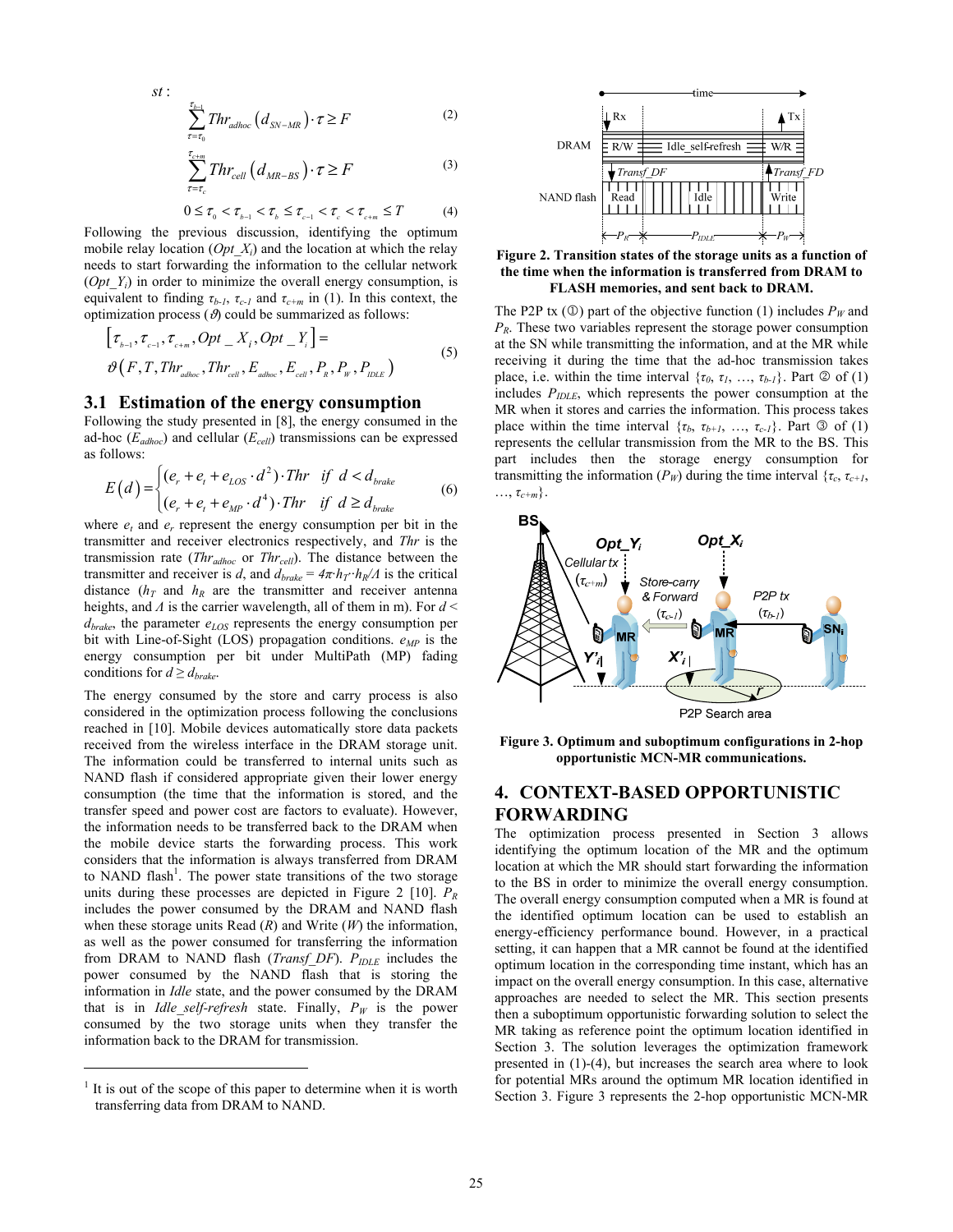st :

$$\sum_{\tau=\tau_0}^{\tau_{b-1}} Thr_{adhoc}\left(d_{SN-MR}\right)\cdot\tau \geq F \quad (2)$$

$$\sum_{\tau=\tau_c}^{\tau_{c+m}} Thr_{cell}\left(d_{MR-BS}\right)\cdot\tau \geq F \quad (3)$$

$$0 \leq \tau_0 < \tau_{b-1} < \tau_b \leq \tau_{c-1} < \tau_c < \tau_{c+m} \leq T \quad (4)$$

Following the previous discussion, identifying the optimum mobile relay location ($Opt\_X_i$) and the location at which the relay needs to start forwarding the information to the cellular network ($Opt\_Y_i$) in order to minimize the overall energy consumption, is equivalent to finding $\tau_{b-1}$, $\tau_{c-1}$ and $\tau_{c+m}$ in (1). In this context, the optimization process ($\vartheta$) could be summarized as follows:

$$\left[\tau_{b-1},\tau_{c-1},\tau_{c+m},Opt\_X_i,Opt\_Y_i\right] = \vartheta\left(F,T,Thr_{adhoc},Thr_{cell},E_{adhoc},E_{cell},P_R,P_W,P_{IDLE}\right) \quad (5)$$

### 3.1 Estimation of the energy consumption

Following the study presented in [8], the energy consumed in the ad-hoc ($E_{adhoc}$) and cellular ($E_{cell}$) transmissions can be expressed as follows:

$$E(d) = \begin{cases} \left(e_r + e_t + e_{LOS}\cdot d^2\right)\cdot Thr & if\ d < d_{brake} \\ \left(e_r + e_t + e_{MP}\cdot d^4\right)\cdot Thr & if\ d \geq d_{brake} \end{cases} \quad (6)$$

where $e_t$ and $e_r$ represent the energy consumption per bit in the transmitter and receiver electronics respectively, and $Thr$ is the transmission rate ($Thr_{adhoc}$ or $Thr_{cell}$). The distance between the transmitter and receiver is $d$, and $d_{brake} = 4\pi\cdot h_T\cdot h_R/\Lambda$ is the critical distance ($h_T$ and $h_R$ are the transmitter and receiver antenna heights, and $\Lambda$ is the carrier wavelength, all of them in m). For $d < d_{brake}$, the parameter $e_{LOS}$ represents the energy consumption per bit with Line-of-Sight (LOS) propagation conditions. $e_{MP}$ is the energy consumption per bit under MultiPath (MP) fading conditions for $d \geq d_{brake}$.

The energy consumed by the store and carry process is also considered in the optimization process following the conclusions reached in [10]. Mobile devices automatically store data packets received from the wireless interface in the DRAM storage unit. The information could be transferred to internal units such as NAND flash if considered appropriate given their lower energy consumption (the time that the information is stored, and the transfer speed and power cost are factors to evaluate). However, the information needs to be transferred back to the DRAM when the mobile device starts the forwarding process. This work considers that the information is always transferred from DRAM to NAND flash[1]. The power state transitions of the two storage units during these processes are depicted in Figure 2 [10]. $P_R$ includes the power consumed by the DRAM and NAND flash when these storage units Read (*R*) and Write (*W*) the information, as well as the power consumed for transferring the information from DRAM to NAND flash (*Transf_DF*). $P_{IDLE}$ includes the power consumed by the NAND flash that is storing the information in *Idle* state, and the power consumed by the DRAM that is in *Idle_self-refresh* state. Finally, $P_W$ is the power consumed by the two storage units when they transfer the information back to the DRAM for transmission.

[1] It is out of the scope of this paper to determine when it is worth transferring data from DRAM to NAND.

**Figure 2. Transition states of the storage units as a function of the time when the information is transferred from DRAM to FLASH memories, and sent back to DRAM.**

The P2P tx (①) part of the objective function (1) includes $P_W$ and $P_R$. These two variables represent the storage power consumption at the SN while transmitting the information, and at the MR while receiving it during the time that the ad-hoc transmission takes place, i.e. within the time interval $\{\tau_0, \tau_1, \ldots, \tau_{b-1}\}$. Part ② of (1) includes $P_{IDLE}$, which represents the power consumption at the MR when it stores and carries the information. This process takes place within the time interval $\{\tau_b, \tau_{b+1}, \ldots, \tau_{c-1}\}$. Part ③ of (1) represents the cellular transmission from the MR to the BS. This part includes then the storage energy consumption for transmitting the information ($P_W$) during the time interval $\{\tau_c, \tau_{c+1}, \ldots, \tau_{c+m}\}$.

**Figure 3. Optimum and suboptimum configurations in 2-hop opportunistic MCN-MR communications.**

## 4. CONTEXT-BASED OPPORTUNISTIC FORWARDING

The optimization process presented in Section 3 allows identifying the optimum location of the MR and the optimum location at which the MR should start forwarding the information to the BS in order to minimize the overall energy consumption. The overall energy consumption computed when a MR is found at the identified optimum location can be used to establish an energy-efficiency performance bound. However, in a practical setting, it can happen that a MR cannot be found at the identified optimum location in the corresponding time instant, which has an impact on the overall energy consumption. In this case, alternative approaches are needed to select the MR. This section presents then a suboptimum opportunistic forwarding solution to select the MR taking as reference point the optimum location identified in Section 3. The solution leverages the optimization framework presented in (1)-(4), but increases the search area where to look for potential MRs around the optimum MR location identified in Section 3. Figure 3 represents the 2-hop opportunistic MCN-MR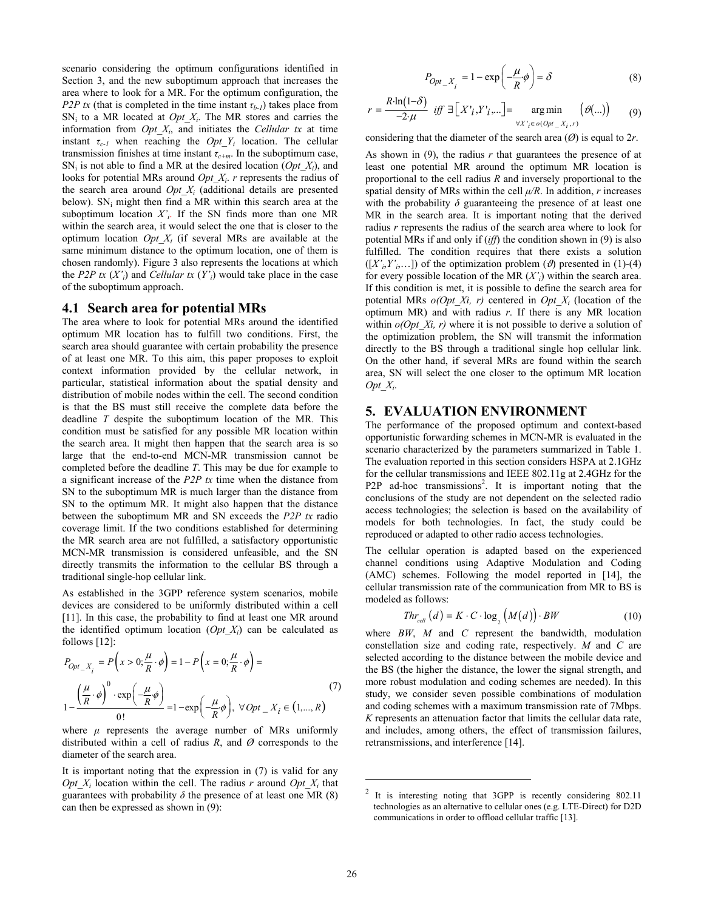scenario considering the optimum configurations identified in Section 3, and the new suboptimum approach that increases the area where to look for a MR. For the optimum configuration, the *P2P tx* (that is completed in the time instant $\tau_{b-1}$) takes place from $SN_i$ to a MR located at *Opt_X*$_i$. The MR stores and carries the information from *Opt_X*$_i$, and initiates the *Cellular tx* at time instant $\tau_{c-1}$ when reaching the *Opt_Y*$_i$ location. The cellular transmission finishes at time instant $\tau_{c+m}$. In the suboptimum case, $SN_i$ is not able to find a MR at the desired location (*Opt_X*$_i$), and looks for potential MRs around *Opt_X*$_i$. *r* represents the radius of the search area around *Opt_X*$_i$ (additional details are presented below). $SN_i$ might then find a MR within this search area at the suboptimum location $X'_i$. If the SN finds more than one MR within the search area, it would select the one that is closer to the optimum location *Opt_X*$_i$ (if several MRs are available at the same minimum distance to the optimum location, one of them is chosen randomly). Figure 3 also represents the locations at which the *P2P tx* ($X'_i$) and *Cellular tx* ($Y'_i$) would take place in the case of the suboptimum approach.

## 4.1 Search area for potential MRs

The area where to look for potential MRs around the identified optimum MR location has to fulfill two conditions. First, the search area should guarantee with certain probability the presence of at least one MR. To this aim, this paper proposes to exploit context information provided by the cellular network, in particular, statistical information about the spatial density and distribution of mobile nodes within the cell. The second condition is that the BS must still receive the complete data before the deadline *T* despite the suboptimum location of the MR. This condition must be satisfied for any possible MR location within the search area. It might then happen that the search area is so large that the end-to-end MCN-MR transmission cannot be completed before the deadline *T*. This may be due for example to a significant increase of the *P2P tx* time when the distance from SN to the suboptimum MR is much larger than the distance from SN to the optimum MR. It might also happen that the distance between the suboptimum MR and SN exceeds the *P2P tx* radio coverage limit. If the two conditions established for determining the MR search area are not fulfilled, a satisfactory opportunistic MCN-MR transmission is considered unfeasible, and the SN directly transmits the information to the cellular BS through a traditional single-hop cellular link.

As established in the 3GPP reference system scenarios, mobile devices are considered to be uniformly distributed within a cell [11]. In this case, the probability to find at least one MR around the identified optimum location (*Opt_X*$_i$) can be calculated as follows [12]:

$$P_{Opt\_X_i} = P\left(x>0;\frac{\mu}{R}\cdot\phi\right) = 1-P\left(x=0;\frac{\mu}{R}\cdot\phi\right) = 1-\frac{\left(\frac{\mu}{R}\cdot\phi\right)^0\cdot\exp\left(-\frac{\mu}{R}\phi\right)}{0!} = 1-\exp\left(-\frac{\mu}{R}\phi\right),\ \forall Opt\_X_i \in (1,...,R) \quad (7)$$

where $\mu$ represents the average number of MRs uniformly distributed within a cell of radius *R*, and *Ø* corresponds to the diameter of the search area.

It is important noting that the expression in (7) is valid for any *Opt_X*$_i$ location within the cell. The radius *r* around *Opt_X*$_i$ that guarantees with probability $\delta$ the presence of at least one MR (8) can then be expressed as shown in (9):

$$P_{Opt\_X_i} = 1-\exp\left(-\frac{\mu}{R}\cdot\phi\right) = \delta \quad (8)$$

$$r = \frac{R\cdot\ln(1-\delta)}{-2\cdot\mu} \ \ iff\ \exists\left[X'_i, Y'_i, ...\right] = \underset{\forall X'_i \in o(Opt\_X_i, r)}{\arg\min} \left(\vartheta(...)\right) \quad (9)$$

considering that the diameter of the search area (*Ø*) is equal to 2*r*.

As shown in (9), the radius *r* that guarantees the presence of at least one potential MR around the optimum MR location is proportional to the cell radius *R* and inversely proportional to the spatial density of MRs within the cell $\mu/R$. In addition, *r* increases with the probability $\delta$ guaranteeing the presence of at least one MR in the search area. It is important noting that the derived radius *r* represents the radius of the search area where to look for potential MRs if and only if (*iff*) the condition shown in (9) is also fulfilled. The condition requires that there exists a solution ($[X'_i, Y'_i, \ldots]$) of the optimization problem ($\vartheta$) presented in (1)-(4) for every possible location of the MR ($X'_i$) within the search area. If this condition is met, it is possible to define the search area for potential MRs *o(Opt_Xi, r)* centered in *Opt_X*$_i$ (location of the optimum MR) and with radius *r*. If there is any MR location within *o(Opt_Xi, r)* where it is not possible to derive a solution of the optimization problem, the SN will transmit the information directly to the BS through a traditional single hop cellular link. On the other hand, if several MRs are found within the search area, SN will select the one closer to the optimum MR location *Opt_X*$_i$.

# 5. EVALUATION ENVIRONMENT

The performance of the proposed optimum and context-based opportunistic forwarding schemes in MCN-MR is evaluated in the scenario characterized by the parameters summarized in Table 1. The evaluation reported in this section considers HSPA at 2.1GHz for the cellular transmissions and IEEE 802.11g at 2.4GHz for the P2P ad-hoc transmissions[2]. It is important noting that the conclusions of the study are not dependent on the selected radio access technologies; the selection is based on the availability of models for both technologies. In fact, the study could be reproduced or adapted to other radio access technologies.

The cellular operation is adapted based on the experienced channel conditions using Adaptive Modulation and Coding (AMC) schemes. Following the model reported in [14], the cellular transmission rate of the communication from MR to BS is modeled as follows:

$$Thr_{cell}(d) = K\cdot C\cdot\log_2\left(M(d)\right)\cdot BW \quad (10)$$

where *BW*, *M* and *C* represent the bandwidth, modulation constellation size and coding rate, respectively. *M* and *C* are selected according to the distance between the mobile device and the BS (the higher the distance, the lower the signal strength, and more robust modulation and coding schemes are needed). In this study, we consider seven possible combinations of modulation and coding schemes with a maximum transmission rate of 7Mbps. *K* represents an attenuation factor that limits the cellular data rate, and includes, among others, the effect of transmission failures, retransmissions, and interference [14].

[2] It is interesting noting that 3GPP is recently considering 802.11 technologies as an alternative to cellular ones (e.g. LTE-Direct) for D2D communications in order to offload cellular traffic [13].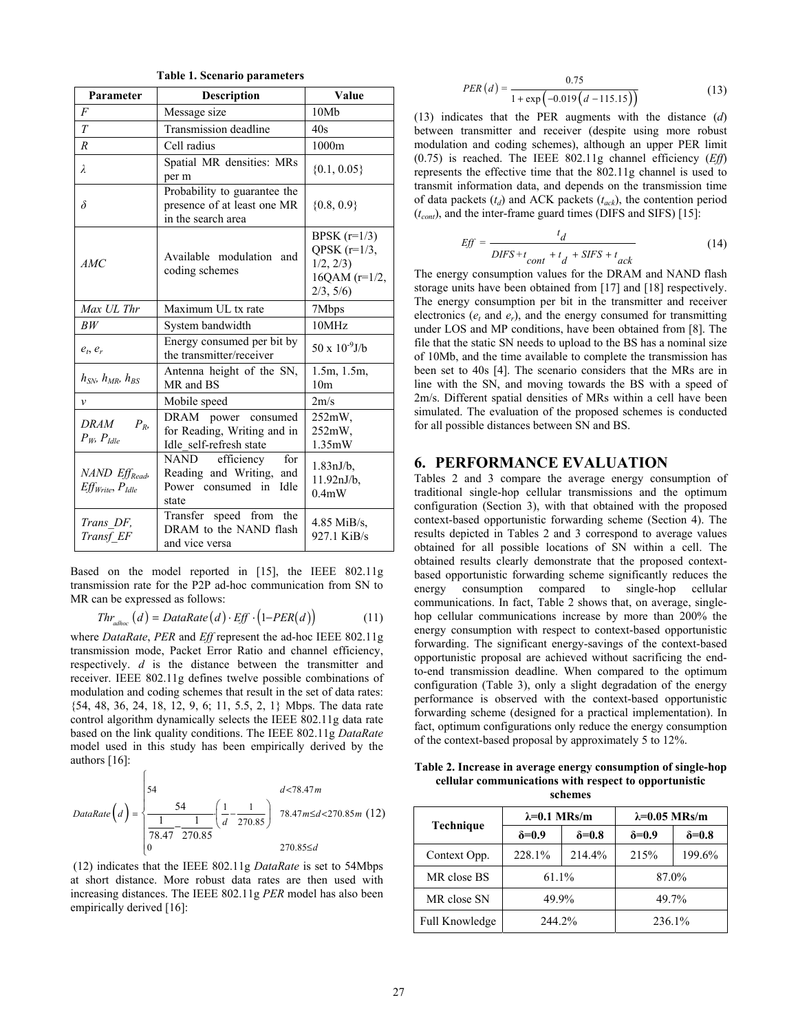**Table 1. Scenario parameters**

| Parameter | Description | Value |
|---|---|---|
| $F$ | Message size | 10Mb |
| $T$ | Transmission deadline | 40s |
| $R$ | Cell radius | 1000m |
| $\lambda$ | Spatial MR densities: MRs per m | {0.1, 0.05} |
| $\delta$ | Probability to guarantee the presence of at least one MR in the search area | {0.8, 0.9} |
| $AMC$ | Available modulation and coding schemes | BPSK (r=1/3) QPSK (r=1/3, 1/2, 2/3) 16QAM (r=1/2, 2/3, 5/6) |
| *Max UL Thr* | Maximum UL tx rate | 7Mbps |
| $BW$ | System bandwidth | 10MHz |
| $e_t$, $e_r$ | Energy consumed per bit by the transmitter/receiver | 50 x $10^{-9}$J/b |
| $h_{SN}$, $h_{MR}$, $h_{BS}$ | Antenna height of the SN, MR and BS | 1.5m, 1.5m, 10m |
| $v$ | Mobile speed | 2m/s |
| *DRAM* $P_R$, $P_W$, $P_{Idle}$ | DRAM power consumed for Reading, Writing and in Idle_self-refresh state | 252mW, 252mW, 1.35mW |
| *NAND* $Eff_{Read}$, $Eff_{Write}$, $P_{Idle}$ | NAND efficiency for Reading and Writing, and Power consumed in Idle state | 1.83nJ/b, 11.92nJ/b, 0.4mW |
| *Trans_DF, Transf_EF* | Transfer speed from the DRAM to the NAND flash and vice versa | 4.85 MiB/s, 927.1 KiB/s |

Based on the model reported in [15], the IEEE 802.11g transmission rate for the P2P ad-hoc communication from SN to MR can be expressed as follows:

$$Thr_{adhoc}(d) = DataRate(d) \cdot Eff \cdot (1 - PER(d)) \tag{11}$$

where *DataRate*, *PER* and *Eff* represent the ad-hoc IEEE 802.11g transmission mode, Packet Error Ratio and channel efficiency, respectively. $d$ is the distance between the transmitter and receiver. IEEE 802.11g defines twelve possible combinations of modulation and coding schemes that result in the set of data rates: {54, 48, 36, 24, 18, 12, 9, 6; 11, 5.5, 2, 1} Mbps. The data rate control algorithm dynamically selects the IEEE 802.11g data rate based on the link quality conditions. The IEEE 802.11g *DataRate* model used in this study has been empirically derived by the authors [16]:

$$DataRate(d) = \begin{cases} 54 & d < 78.47m \\ \dfrac{54}{\dfrac{1}{78.47} - \dfrac{1}{270.85}} \cdot \left(\dfrac{1}{d} - \dfrac{1}{270.85}\right) & 78.47m \le d < 270.85m \\ 0 & 270.85 \le d \end{cases} \tag{12}$$

(12) indicates that the IEEE 802.11g *DataRate* is set to 54Mbps at short distance. More robust data rates are then used with increasing distances. The IEEE 802.11g *PER* model has also been empirically derived [16]:

$$PER(d) = \frac{0.75}{1 + \exp(-0.019(d - 115.15))} \tag{13}$$

(13) indicates that the PER augments with the distance ($d$) between transmitter and receiver (despite using more robust modulation and coding schemes), although an upper PER limit (0.75) is reached. The IEEE 802.11g channel efficiency (*Eff*) represents the effective time that the 802.11g channel is used to transmit information data, and depends on the transmission time of data packets ($t_d$) and ACK packets ($t_{ack}$), the contention period ($t_{cont}$), and the inter-frame guard times (DIFS and SIFS) [15]:

$$Eff = \frac{t_d}{DIFS + t_{cont} + t_d + SIFS + t_{ack}} \tag{14}$$

The energy consumption values for the DRAM and NAND flash storage units have been obtained from [17] and [18] respectively. The energy consumption per bit in the transmitter and receiver electronics ($e_t$ and $e_r$), and the energy consumed for transmitting under LOS and MP conditions, have been obtained from [8]. The file that the static SN needs to upload to the BS has a nominal size of 10Mb, and the time available to complete the transmission has been set to 40s [4]. The scenario considers that the MRs are in line with the SN, and moving towards the BS with a speed of 2m/s. Different spatial densities of MRs within a cell have been simulated. The evaluation of the proposed schemes is conducted for all possible distances between SN and BS.

# 6. PERFORMANCE EVALUATION

Tables 2 and 3 compare the average energy consumption of traditional single-hop cellular transmissions and the optimum configuration (Section 3), with that obtained with the proposed context-based opportunistic forwarding scheme (Section 4). The results depicted in Tables 2 and 3 correspond to average values obtained for all possible locations of SN within a cell. The obtained results clearly demonstrate that the proposed context-based opportunistic forwarding scheme significantly reduces the energy consumption compared to single-hop cellular communications. In fact, Table 2 shows that, on average, single-hop cellular communications increase by more than 200% the energy consumption with respect to context-based opportunistic forwarding. The significant energy-savings of the context-based opportunistic proposal are achieved without sacrificing the end-to-end transmission deadline. When compared to the optimum configuration (Table 3), only a slight degradation of the energy performance is observed with the context-based opportunistic forwarding scheme (designed for a practical implementation). In fact, optimum configurations only reduce the energy consumption of the context-based proposal by approximately 5 to 12%.

**Table 2. Increase in average energy consumption of single-hop cellular communications with respect to opportunistic schemes**

| Technique | λ=0.1 MRs/m | | λ=0.05 MRs/m | |
|---|---|---|---|---|
| | δ=0.9 | δ=0.8 | δ=0.9 | δ=0.8 |
| Context Opp. | 228.1% | 214.4% | 215% | 199.6% |
| MR close BS | 61.1% | | 87.0% | |
| MR close SN | 49.9% | | 49.7% | |
| Full Knowledge | 244.2% | | 236.1% | |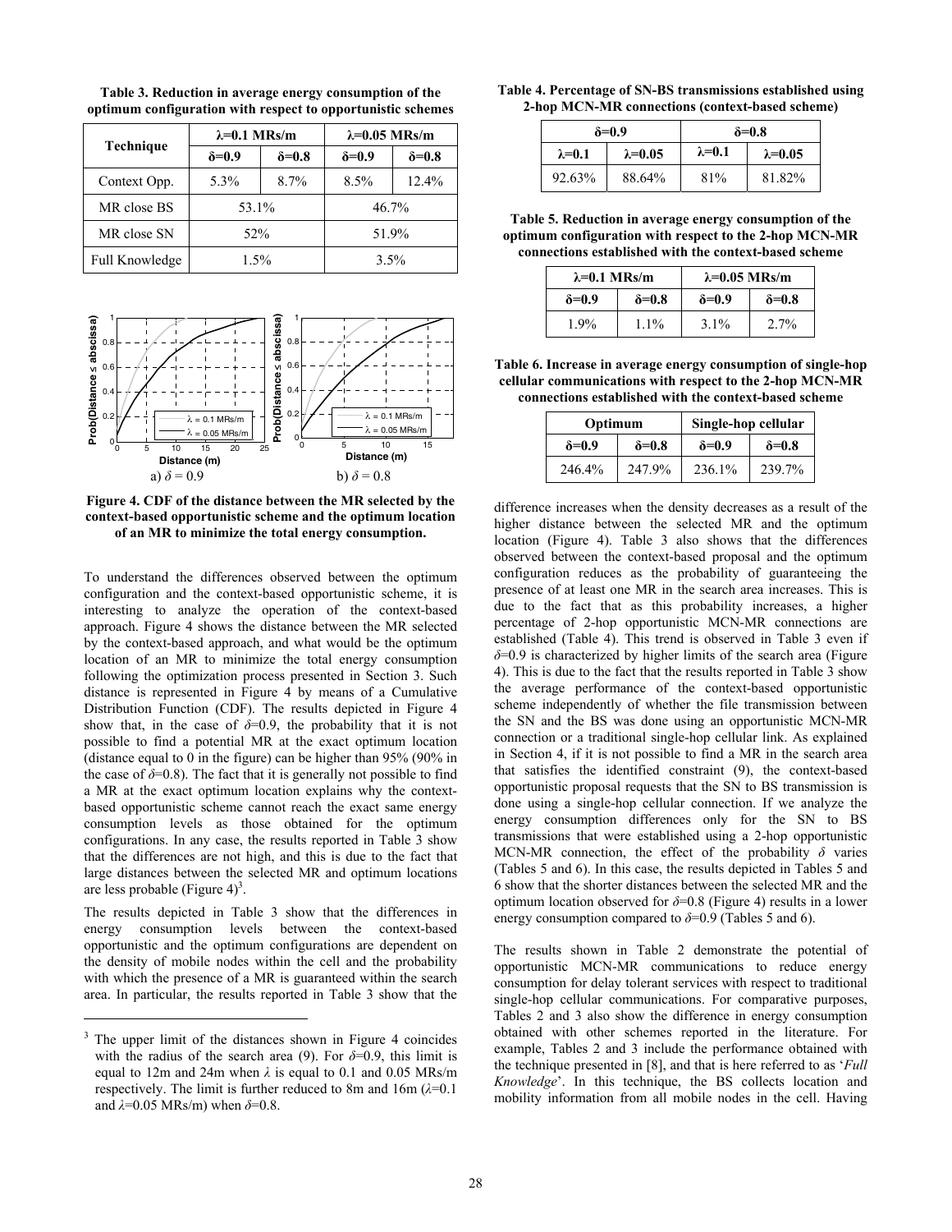**Table 3. Reduction in average energy consumption of the optimum configuration with respect to opportunistic schemes**

| Technique | $\lambda$=0.1 MRs/m | | $\lambda$=0.05 MRs/m | |
|---|---|---|---|---|
| | $\delta$=0.9 | $\delta$=0.8 | $\delta$=0.9 | $\delta$=0.8 |
| Context Opp. | 5.3% | 8.7% | 8.5% | 12.4% |
| MR close BS | 53.1% | | 46.7% | |
| MR close SN | 52% | | 51.9% | |
| Full Knowledge | 1.5% | | 3.5% | |

a) $\delta$ = 0.9    b) $\delta$ = 0.8

**Figure 4. CDF of the distance between the MR selected by the context-based opportunistic scheme and the optimum location of an MR to minimize the total energy consumption.**

To understand the differences observed between the optimum configuration and the context-based opportunistic scheme, it is interesting to analyze the operation of the context-based approach. Figure 4 shows the distance between the MR selected by the context-based approach, and what would be the optimum location of an MR to minimize the total energy consumption following the optimization process presented in Section 3. Such distance is represented in Figure 4 by means of a Cumulative Distribution Function (CDF). The results depicted in Figure 4 show that, in the case of $\delta$=0.9, the probability that it is not possible to find a potential MR at the exact optimum location (distance equal to 0 in the figure) can be higher than 95% (90% in the case of $\delta$=0.8). The fact that it is generally not possible to find a MR at the exact optimum location explains why the context-based opportunistic scheme cannot reach the exact same energy consumption levels as those obtained for the optimum configurations. In any case, the results reported in Table 3 show that the differences are not high, and this is due to the fact that large distances between the selected MR and optimum locations are less probable (Figure 4)[3].

The results depicted in Table 3 show that the differences in energy consumption levels between the context-based opportunistic and the optimum configurations are dependent on the density of mobile nodes within the cell and the probability with which the presence of a MR is guaranteed within the search area. In particular, the results reported in Table 3 show that the difference increases when the density decreases as a result of the higher distance between the selected MR and the optimum location (Figure 4). Table 3 also shows that the differences observed between the context-based proposal and the optimum configuration reduces as the probability of guaranteeing the presence of at least one MR in the search area increases. This is due to the fact that as this probability increases, a higher percentage of 2-hop opportunistic MCN-MR connections are established (Table 4). This trend is observed in Table 3 even if $\delta$=0.9 is characterized by higher limits of the search area (Figure 4). This is due to the fact that the results reported in Table 3 show the average performance of the context-based opportunistic scheme independently of whether the file transmission between the SN and the BS was done using an opportunistic MCN-MR connection or a traditional single-hop cellular link. As explained in Section 4, if it is not possible to find a MR in the search area that satisfies the identified constraint (9), the context-based opportunistic proposal requests that the SN to BS transmission is done using a single-hop cellular connection. If we analyze the energy consumption differences only for the SN to BS transmissions that were established using a 2-hop opportunistic MCN-MR connection, the effect of the probability $\delta$ varies (Tables 5 and 6). In this case, the results depicted in Tables 5 and 6 show that the shorter distances between the selected MR and the optimum location observed for $\delta$=0.8 (Figure 4) results in a lower energy consumption compared to $\delta$=0.9 (Tables 5 and 6).

**Table 4. Percentage of SN-BS transmissions established using 2-hop MCN-MR connections (context-based scheme)**

| $\delta$=0.9 | | $\delta$=0.8 | |
|---|---|---|---|
| $\lambda$=0.1 | $\lambda$=0.05 | $\lambda$=0.1 | $\lambda$=0.05 |
| 92.63% | 88.64% | 81% | 81.82% |

**Table 5. Reduction in average energy consumption of the optimum configuration with respect to the 2-hop MCN-MR connections established with the context-based scheme**

| $\lambda$=0.1 MRs/m | | $\lambda$=0.05 MRs/m | |
|---|---|---|---|
| $\delta$=0.9 | $\delta$=0.8 | $\delta$=0.9 | $\delta$=0.8 |
| 1.9% | 1.1% | 3.1% | 2.7% |

**Table 6. Increase in average energy consumption of single-hop cellular communications with respect to the 2-hop MCN-MR connections established with the context-based scheme**

| Optimum | | Single-hop cellular | |
|---|---|---|---|
| $\delta$=0.9 | $\delta$=0.8 | $\delta$=0.9 | $\delta$=0.8 |
| 246.4% | 247.9% | 236.1% | 239.7% |

The results shown in Table 2 demonstrate the potential of opportunistic MCN-MR communications to reduce energy consumption for delay tolerant services with respect to traditional single-hop cellular communications. For comparative purposes, Tables 2 and 3 also show the difference in energy consumption obtained with other schemes reported in the literature. For example, Tables 2 and 3 include the performance obtained with the technique presented in [8], and that is here referred to as '*Full Knowledge*'. In this technique, the BS collects location and mobility information from all mobile nodes in the cell. Having

[3] The upper limit of the distances shown in Figure 4 coincides with the radius of the search area (9). For $\delta$=0.9, this limit is equal to 12m and 24m when $\lambda$ is equal to 0.1 and 0.05 MRs/m respectively. The limit is further reduced to 8m and 16m ($\lambda$=0.1 and $\lambda$=0.05 MRs/m) when $\delta$=0.8.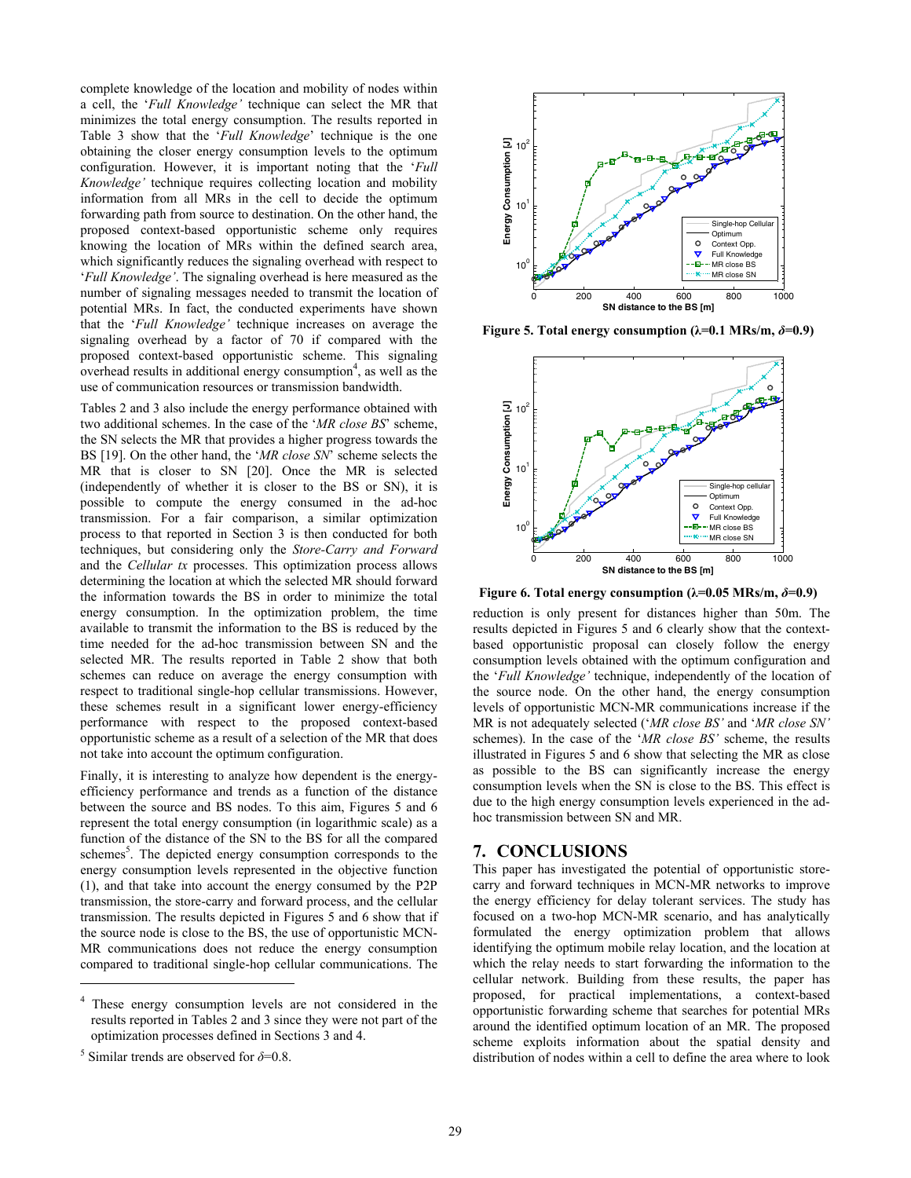complete knowledge of the location and mobility of nodes within a cell, the '*Full Knowledge*' technique can select the MR that minimizes the total energy consumption. The results reported in Table 3 show that the '*Full Knowledge*' technique is the one obtaining the closer energy consumption levels to the optimum configuration. However, it is important noting that the '*Full Knowledge*' technique requires collecting location and mobility information from all MRs in the cell to decide the optimum forwarding path from source to destination. On the other hand, the proposed context-based opportunistic scheme only requires knowing the location of MRs within the defined search area, which significantly reduces the signaling overhead with respect to '*Full Knowledge*'. The signaling overhead is here measured as the number of signaling messages needed to transmit the location of potential MRs. In fact, the conducted experiments have shown that the '*Full Knowledge*' technique increases on average the signaling overhead by a factor of 70 if compared with the proposed context-based opportunistic scheme. This signaling overhead results in additional energy consumption[4], as well as the use of communication resources or transmission bandwidth.

Tables 2 and 3 also include the energy performance obtained with two additional schemes. In the case of the '*MR close BS*' scheme, the SN selects the MR that provides a higher progress towards the BS [19]. On the other hand, the '*MR close SN*' scheme selects the MR that is closer to SN [20]. Once the MR is selected (independently of whether it is closer to the BS or SN), it is possible to compute the energy consumed in the ad-hoc transmission. For a fair comparison, a similar optimization process to that reported in Section 3 is then conducted for both techniques, but considering only the *Store-Carry and Forward* and the *Cellular tx* processes. This optimization process allows determining the location at which the selected MR should forward the information towards the BS in order to minimize the total energy consumption. In the optimization problem, the time available to transmit the information to the BS is reduced by the time needed for the ad-hoc transmission between SN and the selected MR. The results reported in Table 2 show that both schemes can reduce on average the energy consumption with respect to traditional single-hop cellular transmissions. However, these schemes result in a significant lower energy-efficiency performance with respect to the proposed context-based opportunistic scheme as a result of a selection of the MR that does not take into account the optimum configuration.

Finally, it is interesting to analyze how dependent is the energy-efficiency performance and trends as a function of the distance between the source and BS nodes. To this aim, Figures 5 and 6 represent the total energy consumption (in logarithmic scale) as a function of the distance of the SN to the BS for all the compared schemes[5]. The depicted energy consumption corresponds to the energy consumption levels represented in the objective function (1), and that take into account the energy consumed by the P2P transmission, the store-carry and forward process, and the cellular transmission. The results depicted in Figures 5 and 6 show that if the source node is close to the BS, the use of opportunistic MCN-MR communications does not reduce the energy consumption compared to traditional single-hop cellular communications. The

[4] These energy consumption levels are not considered in the results reported in Tables 2 and 3 since they were not part of the optimization processes defined in Sections 3 and 4.

[5] Similar trends are observed for $\delta$=0.8.

**Figure 5. Total energy consumption ($\lambda$=0.1 MRs/m, $\delta$=0.9)**

**Figure 6. Total energy consumption ($\lambda$=0.05 MRs/m, $\delta$=0.9)**

reduction is only present for distances higher than 50m. The results depicted in Figures 5 and 6 clearly show that the context-based opportunistic proposal can closely follow the energy consumption levels obtained with the optimum configuration and the '*Full Knowledge*' technique, independently of the location of the source node. On the other hand, the energy consumption levels of opportunistic MCN-MR communications increase if the MR is not adequately selected ('*MR close BS*' and '*MR close SN*' schemes). In the case of the '*MR close BS*' scheme, the results illustrated in Figures 5 and 6 show that selecting the MR as close as possible to the BS can significantly increase the energy consumption levels when the SN is close to the BS. This effect is due to the high energy consumption levels experienced in the ad-hoc transmission between SN and MR.

# 7. CONCLUSIONS

This paper has investigated the potential of opportunistic store-carry and forward techniques in MCN-MR networks to improve the energy efficiency for delay tolerant services. The study has focused on a two-hop MCN-MR scenario, and has analytically formulated the energy optimization problem that allows identifying the optimum mobile relay location, and the location at which the relay needs to start forwarding the information to the cellular network. Building from these results, the paper has proposed, for practical implementations, a context-based opportunistic forwarding scheme that searches for potential MRs around the identified optimum location of an MR. The proposed scheme exploits information about the spatial density and distribution of nodes within a cell to define the area where to look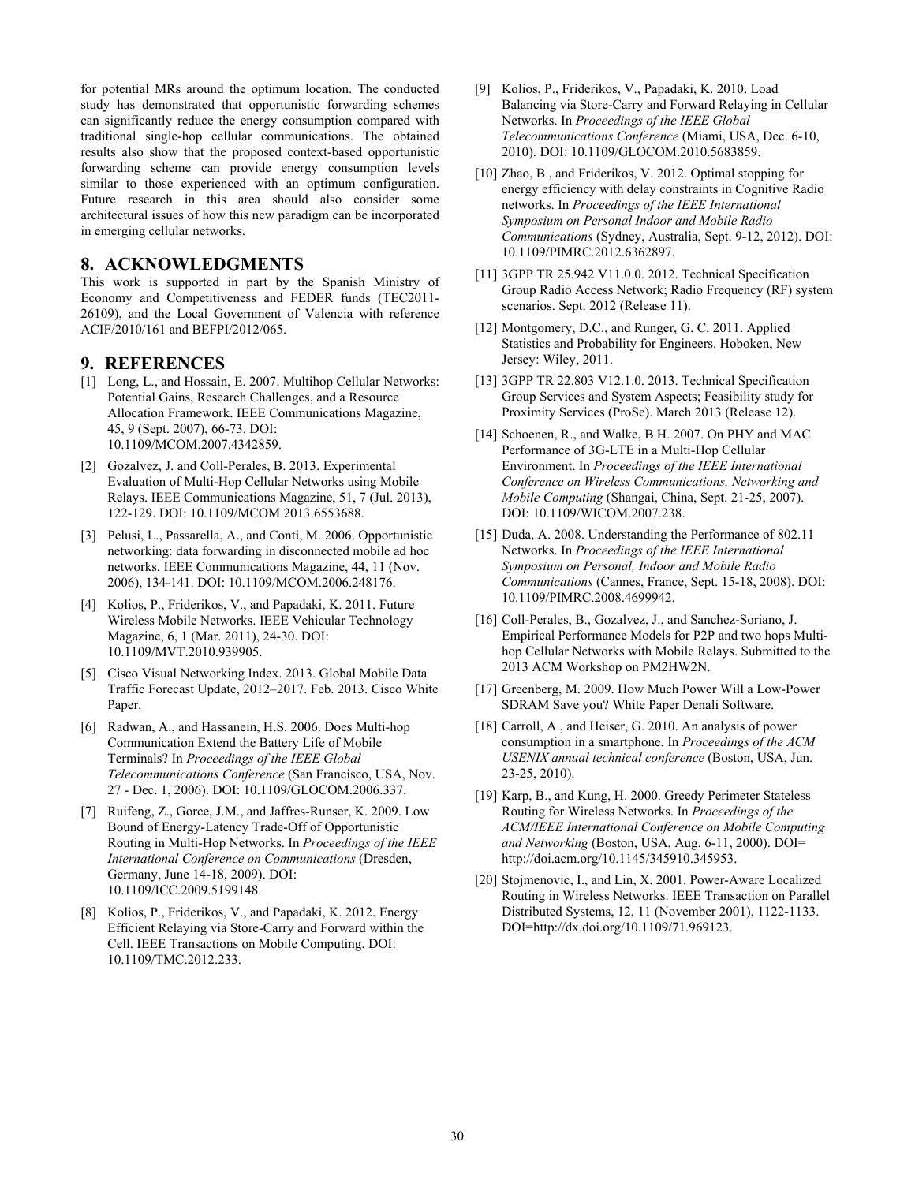for potential MRs around the optimum location. The conducted study has demonstrated that opportunistic forwarding schemes can significantly reduce the energy consumption compared with traditional single-hop cellular communications. The obtained results also show that the proposed context-based opportunistic forwarding scheme can provide energy consumption levels similar to those experienced with an optimum configuration. Future research in this area should also consider some architectural issues of how this new paradigm can be incorporated in emerging cellular networks.

## 8. ACKNOWLEDGMENTS

This work is supported in part by the Spanish Ministry of Economy and Competitiveness and FEDER funds (TEC2011-26109), and the Local Government of Valencia with reference ACIF/2010/161 and BEFPI/2012/065.

## 9. REFERENCES

[1] Long, L., and Hossain, E. 2007. Multihop Cellular Networks: Potential Gains, Research Challenges, and a Resource Allocation Framework. IEEE Communications Magazine, 45, 9 (Sept. 2007), 66-73. DOI: 10.1109/MCOM.2007.4342859.

[2] Gozalvez, J. and Coll-Perales, B. 2013. Experimental Evaluation of Multi-Hop Cellular Networks using Mobile Relays. IEEE Communications Magazine, 51, 7 (Jul. 2013), 122-129. DOI: 10.1109/MCOM.2013.6553688.

[3] Pelusi, L., Passarella, A., and Conti, M. 2006. Opportunistic networking: data forwarding in disconnected mobile ad hoc networks. IEEE Communications Magazine, 44, 11 (Nov. 2006), 134-141. DOI: 10.1109/MCOM.2006.248176.

[4] Kolios, P., Friderikos, V., and Papadaki, K. 2011. Future Wireless Mobile Networks. IEEE Vehicular Technology Magazine, 6, 1 (Mar. 2011), 24-30. DOI: 10.1109/MVT.2010.939905.

[5] Cisco Visual Networking Index. 2013. Global Mobile Data Traffic Forecast Update, 2012–2017. Feb. 2013. Cisco White Paper.

[6] Radwan, A., and Hassanein, H.S. 2006. Does Multi-hop Communication Extend the Battery Life of Mobile Terminals? In *Proceedings of the IEEE Global Telecommunications Conference* (San Francisco, USA, Nov. 27 - Dec. 1, 2006). DOI: 10.1109/GLOCOM.2006.337.

[7] Ruifeng, Z., Gorce, J.M., and Jaffres-Runser, K. 2009. Low Bound of Energy-Latency Trade-Off of Opportunistic Routing in Multi-Hop Networks. In *Proceedings of the IEEE International Conference on Communications* (Dresden, Germany, June 14-18, 2009). DOI: 10.1109/ICC.2009.5199148.

[8] Kolios, P., Friderikos, V., and Papadaki, K. 2012. Energy Efficient Relaying via Store-Carry and Forward within the Cell. IEEE Transactions on Mobile Computing. DOI: 10.1109/TMC.2012.233.

[9] Kolios, P., Friderikos, V., Papadaki, K. 2010. Load Balancing via Store-Carry and Forward Relaying in Cellular Networks. In *Proceedings of the IEEE Global Telecommunications Conference* (Miami, USA, Dec. 6-10, 2010). DOI: 10.1109/GLOCOM.2010.5683859.

[10] Zhao, B., and Friderikos, V. 2012. Optimal stopping for energy efficiency with delay constraints in Cognitive Radio networks. In *Proceedings of the IEEE International Symposium on Personal Indoor and Mobile Radio Communications* (Sydney, Australia, Sept. 9-12, 2012). DOI: 10.1109/PIMRC.2012.6362897.

[11] 3GPP TR 25.942 V11.0.0. 2012. Technical Specification Group Radio Access Network; Radio Frequency (RF) system scenarios. Sept. 2012 (Release 11).

[12] Montgomery, D.C., and Runger, G. C. 2011. Applied Statistics and Probability for Engineers. Hoboken, New Jersey: Wiley, 2011.

[13] 3GPP TR 22.803 V12.1.0. 2013. Technical Specification Group Services and System Aspects; Feasibility study for Proximity Services (ProSe). March 2013 (Release 12).

[14] Schoenen, R., and Walke, B.H. 2007. On PHY and MAC Performance of 3G-LTE in a Multi-Hop Cellular Environment. In *Proceedings of the IEEE International Conference on Wireless Communications, Networking and Mobile Computing* (Shangai, China, Sept. 21-25, 2007). DOI: 10.1109/WICOM.2007.238.

[15] Duda, A. 2008. Understanding the Performance of 802.11 Networks. In *Proceedings of the IEEE International Symposium on Personal, Indoor and Mobile Radio Communications* (Cannes, France, Sept. 15-18, 2008). DOI: 10.1109/PIMRC.2008.4699942.

[16] Coll-Perales, B., Gozalvez, J., and Sanchez-Soriano, J. Empirical Performance Models for P2P and two hops Multi-hop Cellular Networks with Mobile Relays. Submitted to the 2013 ACM Workshop on PM2HW2N.

[17] Greenberg, M. 2009. How Much Power Will a Low-Power SDRAM Save you? White Paper Denali Software.

[18] Carroll, A., and Heiser, G. 2010. An analysis of power consumption in a smartphone. In *Proceedings of the ACM USENIX annual technical conference* (Boston, USA, Jun. 23-25, 2010).

[19] Karp, B., and Kung, H. 2000. Greedy Perimeter Stateless Routing for Wireless Networks. In *Proceedings of the ACM/IEEE International Conference on Mobile Computing and Networking* (Boston, USA, Aug. 6-11, 2000). DOI= http://doi.acm.org/10.1145/345910.345953.

[20] Stojmenovic, I., and Lin, X. 2001. Power-Aware Localized Routing in Wireless Networks. IEEE Transaction on Parallel Distributed Systems, 12, 11 (November 2001), 1122-1133. DOI=http://dx.doi.org/10.1109/71.969123.